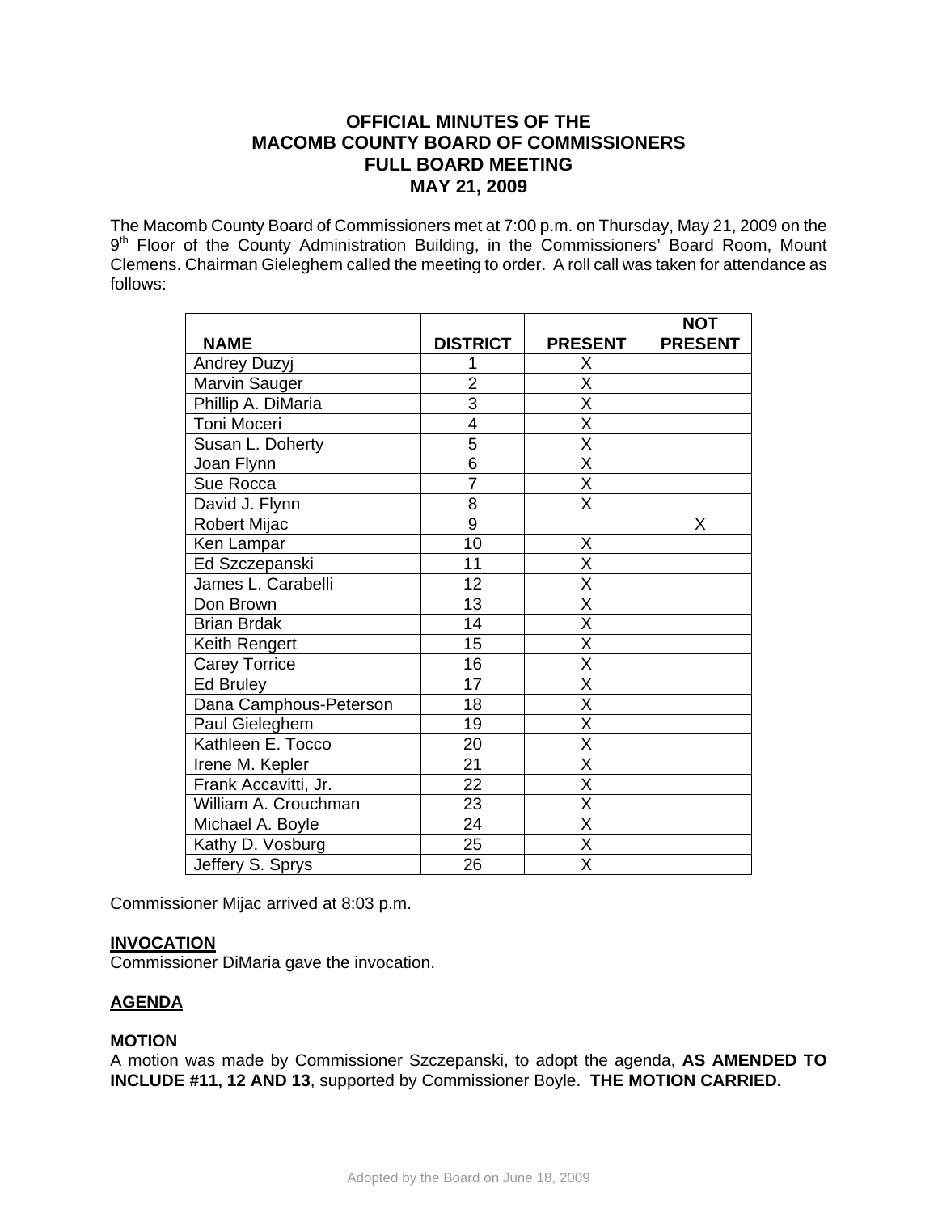# OFFICIAL MINUTES OF THE MACOMB COUNTY BOARD OF COMMISSIONERS FULL BOARD MEETING MAY 21, 2009

The Macomb County Board of Commissioners met at 7:00 p.m. on Thursday, May 21, 2009 on the 9th Floor of the County Administration Building, in the Commissioners' Board Room, Mount Clemens. Chairman Gieleghem called the meeting to order. A roll call was taken for attendance as follows:

| NAME | DISTRICT | PRESENT | NOT PRESENT |
|---|---|---|---|
| Andrey Duzyj | 1 | X | |
| Marvin Sauger | 2 | X | |
| Phillip A. DiMaria | 3 | X | |
| Toni Moceri | 4 | X | |
| Susan L. Doherty | 5 | X | |
| Joan Flynn | 6 | X | |
| Sue Rocca | 7 | X | |
| David J. Flynn | 8 | X | |
| Robert Mijac | 9 | | X |
| Ken Lampar | 10 | X | |
| Ed Szczepanski | 11 | X | |
| James L. Carabelli | 12 | X | |
| Don Brown | 13 | X | |
| Brian Brdak | 14 | X | |
| Keith Rengert | 15 | X | |
| Carey Torrice | 16 | X | |
| Ed Bruley | 17 | X | |
| Dana Camphous-Peterson | 18 | X | |
| Paul Gieleghem | 19 | X | |
| Kathleen E. Tocco | 20 | X | |
| Irene M. Kepler | 21 | X | |
| Frank Accavitti, Jr. | 22 | X | |
| William A. Crouchman | 23 | X | |
| Michael A. Boyle | 24 | X | |
| Kathy D. Vosburg | 25 | X | |
| Jeffery S. Sprys | 26 | X | |

Commissioner Mijac arrived at 8:03 p.m.

## INVOCATION

Commissioner DiMaria gave the invocation.

## AGENDA

### MOTION

A motion was made by Commissioner Szczepanski, to adopt the agenda, **AS AMENDED TO INCLUDE #11, 12 AND 13**, supported by Commissioner Boyle. **THE MOTION CARRIED.**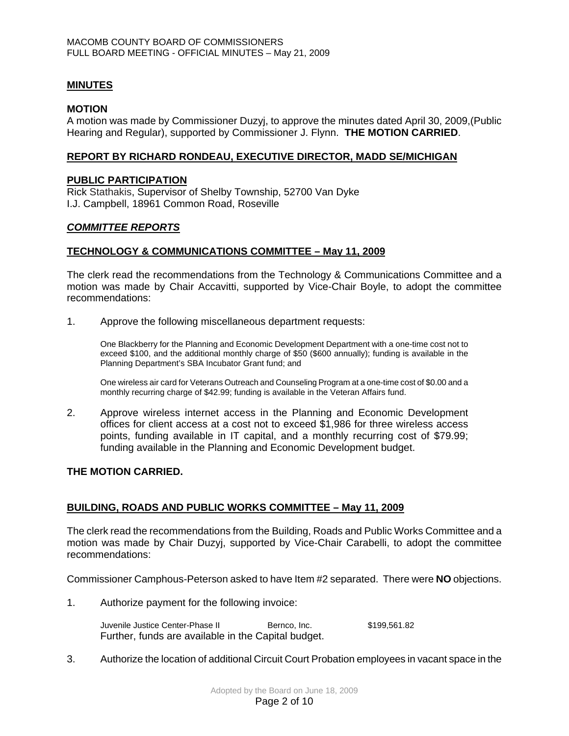## MINUTES

### MOTION

A motion was made by Commissioner Duzyj, to approve the minutes dated April 30, 2009,(Public Hearing and Regular), supported by Commissioner J. Flynn. **THE MOTION CARRIED**.

## REPORT BY RICHARD RONDEAU, EXECUTIVE DIRECTOR, MADD SE/MICHIGAN

## PUBLIC PARTICIPATION

Rick Stathakis, Supervisor of Shelby Township, 52700 Van Dyke
I.J. Campbell, 18961 Common Road, Roseville

## *COMMITTEE REPORTS*

### TECHNOLOGY & COMMUNICATIONS COMMITTEE – May 11, 2009

The clerk read the recommendations from the Technology & Communications Committee and a motion was made by Chair Accavitti, supported by Vice-Chair Boyle, to adopt the committee recommendations:

1. Approve the following miscellaneous department requests:

   One Blackberry for the Planning and Economic Development Department with a one-time cost not to exceed $100, and the additional monthly charge of $50 ($600 annually); funding is available in the Planning Department's SBA Incubator Grant fund; and

   One wireless air card for Veterans Outreach and Counseling Program at a one-time cost of $0.00 and a monthly recurring charge of $42.99; funding is available in the Veteran Affairs fund.

2. Approve wireless internet access in the Planning and Economic Development offices for client access at a cost not to exceed $1,986 for three wireless access points, funding available in IT capital, and a monthly recurring cost of $79.99; funding available in the Planning and Economic Development budget.

**THE MOTION CARRIED.**

### BUILDING, ROADS AND PUBLIC WORKS COMMITTEE – May 11, 2009

The clerk read the recommendations from the Building, Roads and Public Works Committee and a motion was made by Chair Duzyj, supported by Vice-Chair Carabelli, to adopt the committee recommendations:

Commissioner Camphous-Peterson asked to have Item #2 separated. There were **NO** objections.

1. Authorize payment for the following invoice:

   Juvenile Justice Center-Phase II    Bernco, Inc.    $199,561.82

   Further, funds are available in the Capital budget.

3. Authorize the location of additional Circuit Court Probation employees in vacant space in the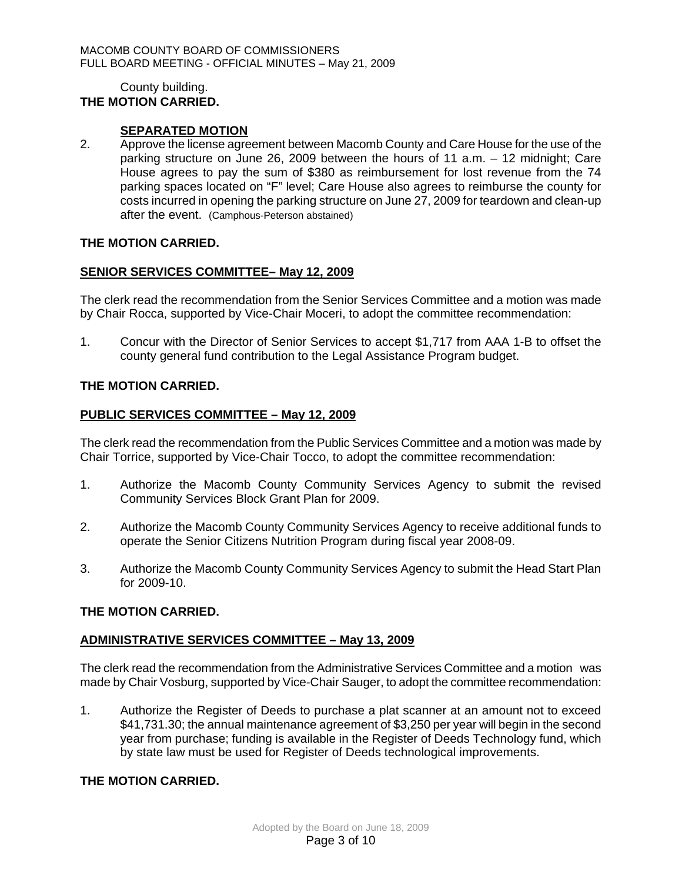County building.

**THE MOTION CARRIED.**

**SEPARATED MOTION**

2. Approve the license agreement between Macomb County and Care House for the use of the parking structure on June 26, 2009 between the hours of 11 a.m. – 12 midnight; Care House agrees to pay the sum of $380 as reimbursement for lost revenue from the 74 parking spaces located on "F" level; Care House also agrees to reimburse the county for costs incurred in opening the parking structure on June 27, 2009 for teardown and clean-up after the event. (Camphous-Peterson abstained)

**THE MOTION CARRIED.**

**SENIOR SERVICES COMMITTEE– May 12, 2009**

The clerk read the recommendation from the Senior Services Committee and a motion was made by Chair Rocca, supported by Vice-Chair Moceri, to adopt the committee recommendation:

1. Concur with the Director of Senior Services to accept $1,717 from AAA 1-B to offset the county general fund contribution to the Legal Assistance Program budget.

**THE MOTION CARRIED.**

**PUBLIC SERVICES COMMITTEE – May 12, 2009**

The clerk read the recommendation from the Public Services Committee and a motion was made by Chair Torrice, supported by Vice-Chair Tocco, to adopt the committee recommendation:

1. Authorize the Macomb County Community Services Agency to submit the revised Community Services Block Grant Plan for 2009.

2. Authorize the Macomb County Community Services Agency to receive additional funds to operate the Senior Citizens Nutrition Program during fiscal year 2008-09.

3. Authorize the Macomb County Community Services Agency to submit the Head Start Plan for 2009-10.

**THE MOTION CARRIED.**

**ADMINISTRATIVE SERVICES COMMITTEE – May 13, 2009**

The clerk read the recommendation from the Administrative Services Committee and a motion was made by Chair Vosburg, supported by Vice-Chair Sauger, to adopt the committee recommendation:

1. Authorize the Register of Deeds to purchase a plat scanner at an amount not to exceed $41,731.30; the annual maintenance agreement of $3,250 per year will begin in the second year from purchase; funding is available in the Register of Deeds Technology fund, which by state law must be used for Register of Deeds technological improvements.

**THE MOTION CARRIED.**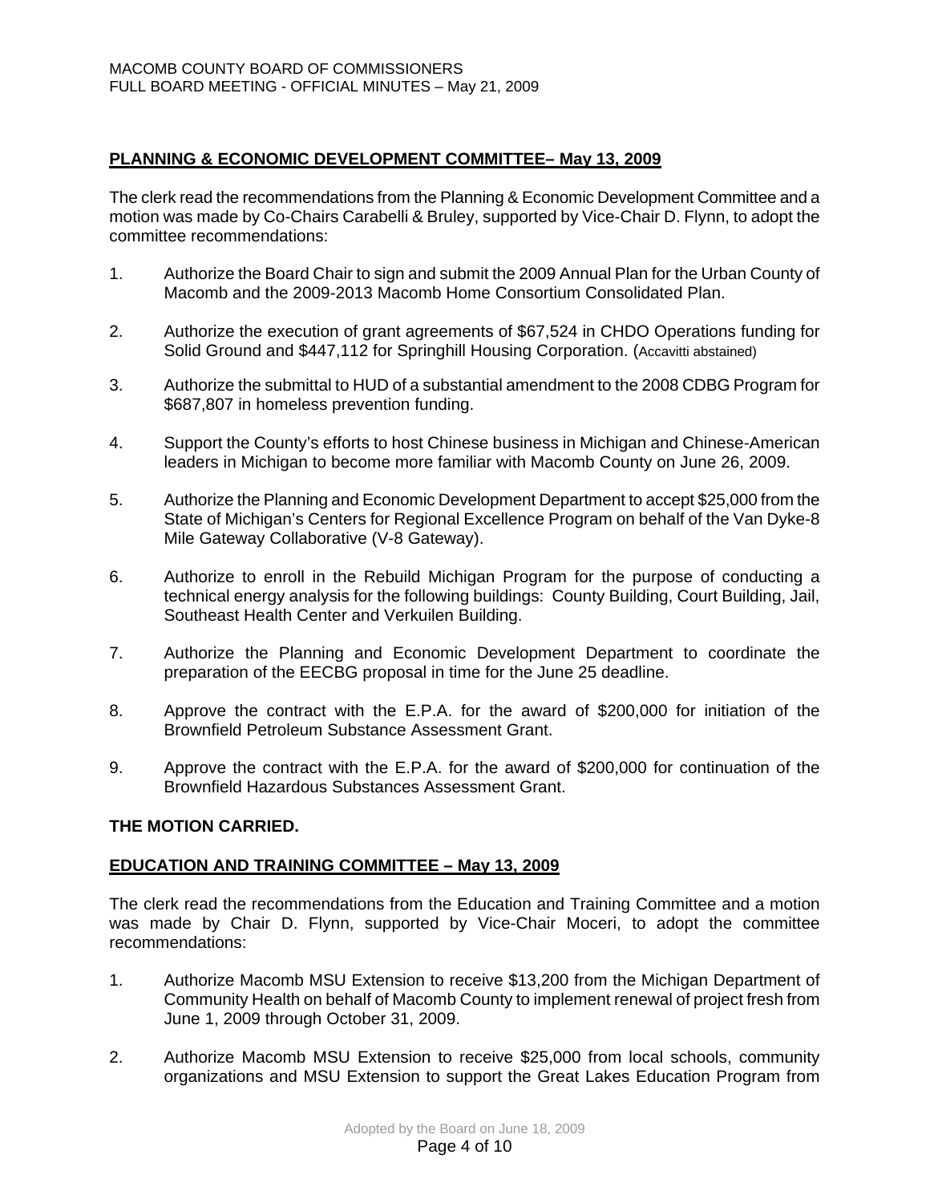## PLANNING & ECONOMIC DEVELOPMENT COMMITTEE– May 13, 2009

The clerk read the recommendations from the Planning & Economic Development Committee and a motion was made by Co-Chairs Carabelli & Bruley, supported by Vice-Chair D. Flynn, to adopt the committee recommendations:

1. Authorize the Board Chair to sign and submit the 2009 Annual Plan for the Urban County of Macomb and the 2009-2013 Macomb Home Consortium Consolidated Plan.

2. Authorize the execution of grant agreements of $67,524 in CHDO Operations funding for Solid Ground and $447,112 for Springhill Housing Corporation. (Accavitti abstained)

3. Authorize the submittal to HUD of a substantial amendment to the 2008 CDBG Program for $687,807 in homeless prevention funding.

4. Support the County's efforts to host Chinese business in Michigan and Chinese-American leaders in Michigan to become more familiar with Macomb County on June 26, 2009.

5. Authorize the Planning and Economic Development Department to accept $25,000 from the State of Michigan's Centers for Regional Excellence Program on behalf of the Van Dyke-8 Mile Gateway Collaborative (V-8 Gateway).

6. Authorize to enroll in the Rebuild Michigan Program for the purpose of conducting a technical energy analysis for the following buildings: County Building, Court Building, Jail, Southeast Health Center and Verkuilen Building.

7. Authorize the Planning and Economic Development Department to coordinate the preparation of the EECBG proposal in time for the June 25 deadline.

8. Approve the contract with the E.P.A. for the award of $200,000 for initiation of the Brownfield Petroleum Substance Assessment Grant.

9. Approve the contract with the E.P.A. for the award of $200,000 for continuation of the Brownfield Hazardous Substances Assessment Grant.

**THE MOTION CARRIED.**

## EDUCATION AND TRAINING COMMITTEE – May 13, 2009

The clerk read the recommendations from the Education and Training Committee and a motion was made by Chair D. Flynn, supported by Vice-Chair Moceri, to adopt the committee recommendations:

1. Authorize Macomb MSU Extension to receive $13,200 from the Michigan Department of Community Health on behalf of Macomb County to implement renewal of project fresh from June 1, 2009 through October 31, 2009.

2. Authorize Macomb MSU Extension to receive $25,000 from local schools, community organizations and MSU Extension to support the Great Lakes Education Program from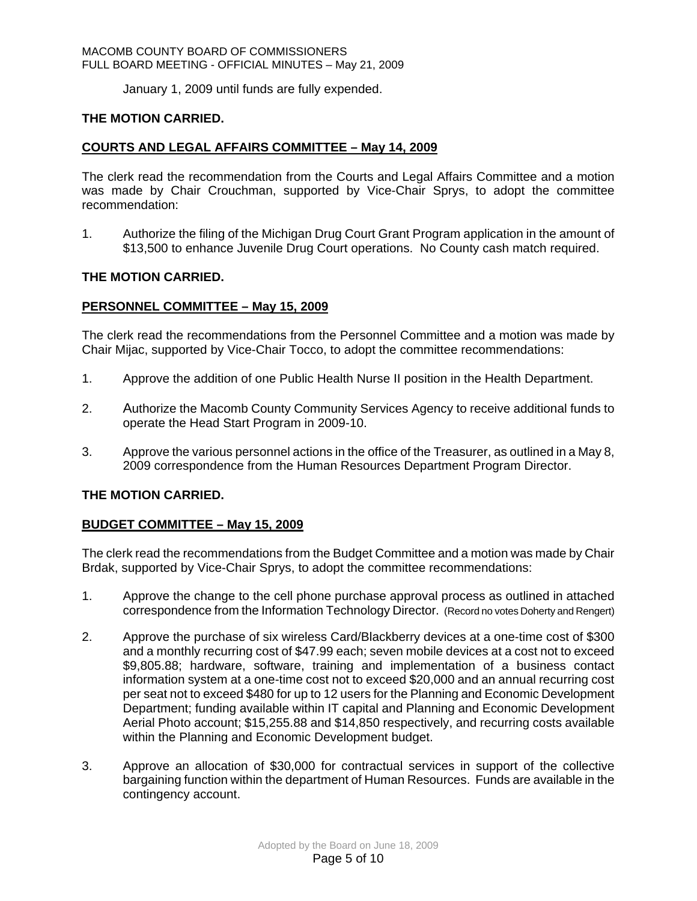January 1, 2009 until funds are fully expended.

**THE MOTION CARRIED.**

**COURTS AND LEGAL AFFAIRS COMMITTEE – May 14, 2009**

The clerk read the recommendation from the Courts and Legal Affairs Committee and a motion was made by Chair Crouchman, supported by Vice-Chair Sprys, to adopt the committee recommendation:

1. Authorize the filing of the Michigan Drug Court Grant Program application in the amount of $13,500 to enhance Juvenile Drug Court operations. No County cash match required.

**THE MOTION CARRIED.**

**PERSONNEL COMMITTEE – May 15, 2009**

The clerk read the recommendations from the Personnel Committee and a motion was made by Chair Mijac, supported by Vice-Chair Tocco, to adopt the committee recommendations:

1. Approve the addition of one Public Health Nurse II position in the Health Department.

2. Authorize the Macomb County Community Services Agency to receive additional funds to operate the Head Start Program in 2009-10.

3. Approve the various personnel actions in the office of the Treasurer, as outlined in a May 8, 2009 correspondence from the Human Resources Department Program Director.

**THE MOTION CARRIED.**

**BUDGET COMMITTEE – May 15, 2009**

The clerk read the recommendations from the Budget Committee and a motion was made by Chair Brdak, supported by Vice-Chair Sprys, to adopt the committee recommendations:

1. Approve the change to the cell phone purchase approval process as outlined in attached correspondence from the Information Technology Director. (Record no votes Doherty and Rengert)

2. Approve the purchase of six wireless Card/Blackberry devices at a one-time cost of $300 and a monthly recurring cost of $47.99 each; seven mobile devices at a cost not to exceed $9,805.88; hardware, software, training and implementation of a business contact information system at a one-time cost not to exceed $20,000 and an annual recurring cost per seat not to exceed $480 for up to 12 users for the Planning and Economic Development Department; funding available within IT capital and Planning and Economic Development Aerial Photo account; $15,255.88 and $14,850 respectively, and recurring costs available within the Planning and Economic Development budget.

3. Approve an allocation of $30,000 for contractual services in support of the collective bargaining function within the department of Human Resources. Funds are available in the contingency account.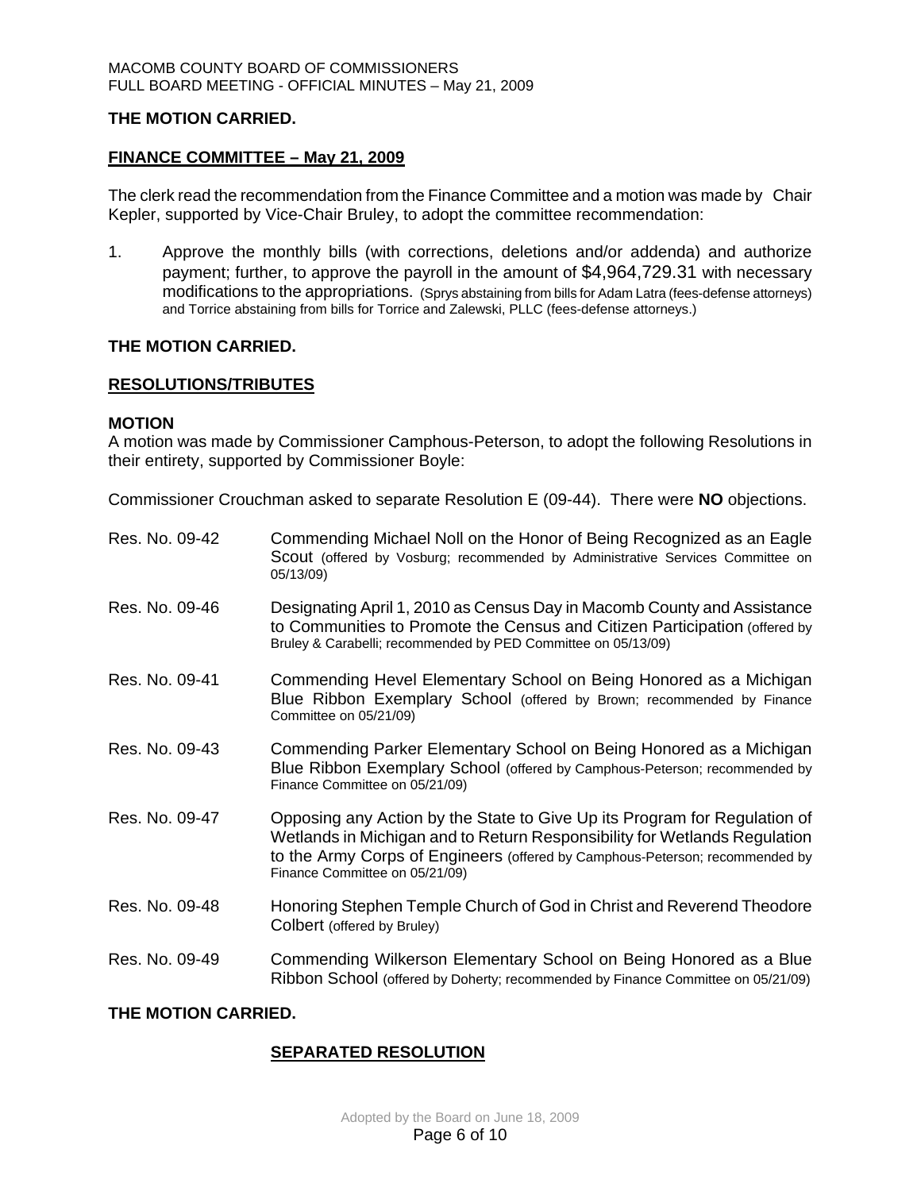**THE MOTION CARRIED.**

**FINANCE COMMITTEE – May 21, 2009**

The clerk read the recommendation from the Finance Committee and a motion was made by Chair Kepler, supported by Vice-Chair Bruley, to adopt the committee recommendation:

1. Approve the monthly bills (with corrections, deletions and/or addenda) and authorize payment; further, to approve the payroll in the amount of $4,964,729.31 with necessary modifications to the appropriations. (Sprys abstaining from bills for Adam Latra (fees-defense attorneys) and Torrice abstaining from bills for Torrice and Zalewski, PLLC (fees-defense attorneys.)

**THE MOTION CARRIED.**

**RESOLUTIONS/TRIBUTES**

**MOTION**

A motion was made by Commissioner Camphous-Peterson, to adopt the following Resolutions in their entirety, supported by Commissioner Boyle:

Commissioner Crouchman asked to separate Resolution E (09-44). There were **NO** objections.

Res. No. 09-42 — Commending Michael Noll on the Honor of Being Recognized as an Eagle Scout (offered by Vosburg; recommended by Administrative Services Committee on 05/13/09)

Res. No. 09-46 — Designating April 1, 2010 as Census Day in Macomb County and Assistance to Communities to Promote the Census and Citizen Participation (offered by Bruley & Carabelli; recommended by PED Committee on 05/13/09)

Res. No. 09-41 — Commending Hevel Elementary School on Being Honored as a Michigan Blue Ribbon Exemplary School (offered by Brown; recommended by Finance Committee on 05/21/09)

Res. No. 09-43 — Commending Parker Elementary School on Being Honored as a Michigan Blue Ribbon Exemplary School (offered by Camphous-Peterson; recommended by Finance Committee on 05/21/09)

Res. No. 09-47 — Opposing any Action by the State to Give Up its Program for Regulation of Wetlands in Michigan and to Return Responsibility for Wetlands Regulation to the Army Corps of Engineers (offered by Camphous-Peterson; recommended by Finance Committee on 05/21/09)

Res. No. 09-48 — Honoring Stephen Temple Church of God in Christ and Reverend Theodore Colbert (offered by Bruley)

Res. No. 09-49 — Commending Wilkerson Elementary School on Being Honored as a Blue Ribbon School (offered by Doherty; recommended by Finance Committee on 05/21/09)

**THE MOTION CARRIED.**

**SEPARATED RESOLUTION**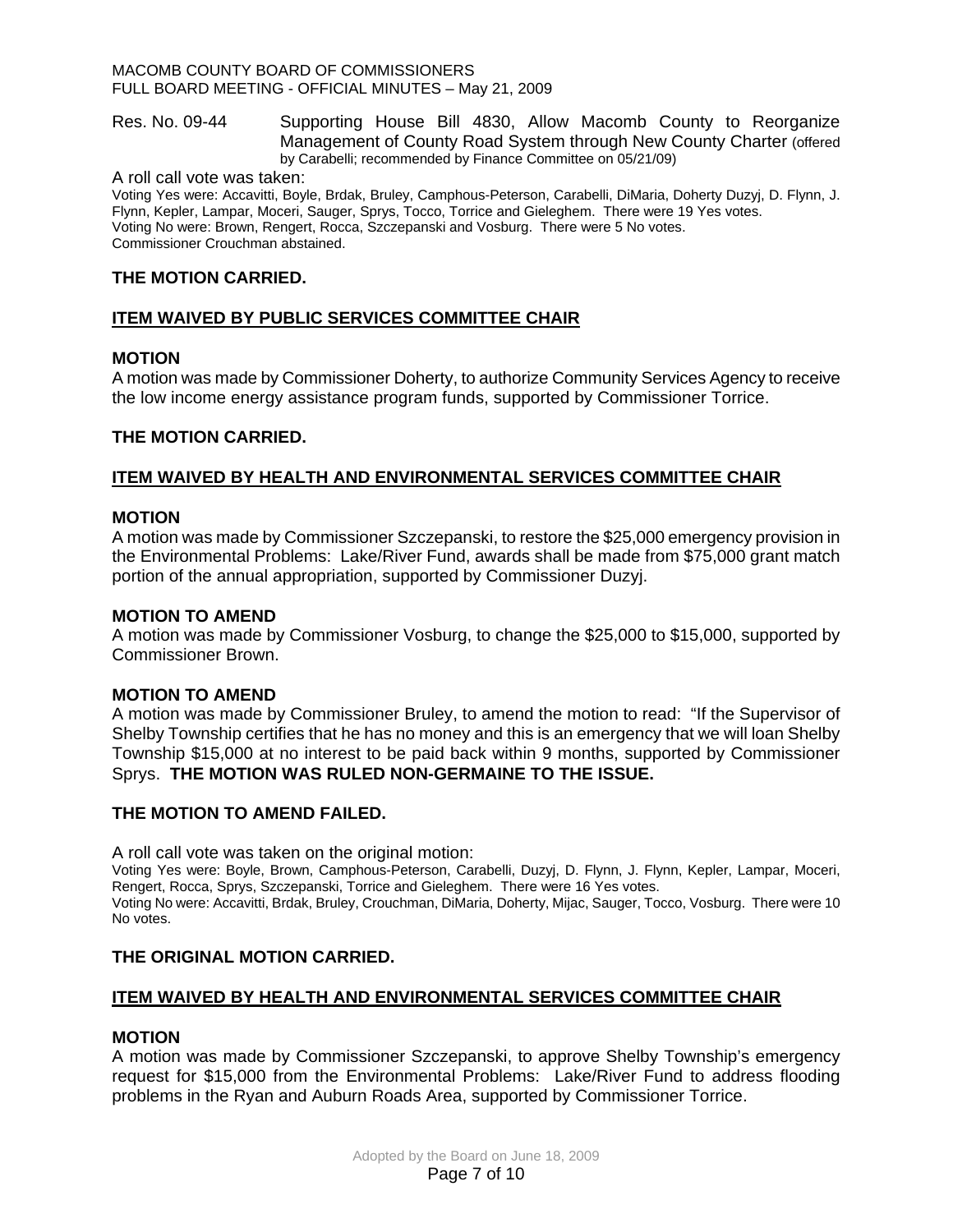Res. No. 09-44 Supporting House Bill 4830, Allow Macomb County to Reorganize Management of County Road System through New County Charter (offered by Carabelli; recommended by Finance Committee on 05/21/09)

A roll call vote was taken:

Voting Yes were: Accavitti, Boyle, Brdak, Bruley, Camphous-Peterson, Carabelli, DiMaria, Doherty Duzyj, D. Flynn, J. Flynn, Kepler, Lampar, Moceri, Sauger, Sprys, Tocco, Torrice and Gieleghem. There were 19 Yes votes.
Voting No were: Brown, Rengert, Rocca, Szczepanski and Vosburg. There were 5 No votes.
Commissioner Crouchman abstained.

**THE MOTION CARRIED.**

## ITEM WAIVED BY PUBLIC SERVICES COMMITTEE CHAIR

**MOTION**

A motion was made by Commissioner Doherty, to authorize Community Services Agency to receive the low income energy assistance program funds, supported by Commissioner Torrice.

**THE MOTION CARRIED.**

## ITEM WAIVED BY HEALTH AND ENVIRONMENTAL SERVICES COMMITTEE CHAIR

**MOTION**

A motion was made by Commissioner Szczepanski, to restore the $25,000 emergency provision in the Environmental Problems: Lake/River Fund, awards shall be made from $75,000 grant match portion of the annual appropriation, supported by Commissioner Duzyj.

**MOTION TO AMEND**

A motion was made by Commissioner Vosburg, to change the $25,000 to $15,000, supported by Commissioner Brown.

**MOTION TO AMEND**

A motion was made by Commissioner Bruley, to amend the motion to read: "If the Supervisor of Shelby Township certifies that he has no money and this is an emergency that we will loan Shelby Township $15,000 at no interest to be paid back within 9 months, supported by Commissioner Sprys. **THE MOTION WAS RULED NON-GERMAINE TO THE ISSUE.**

**THE MOTION TO AMEND FAILED.**

A roll call vote was taken on the original motion:

Voting Yes were: Boyle, Brown, Camphous-Peterson, Carabelli, Duzyj, D. Flynn, J. Flynn, Kepler, Lampar, Moceri, Rengert, Rocca, Sprys, Szczepanski, Torrice and Gieleghem. There were 16 Yes votes.
Voting No were: Accavitti, Brdak, Bruley, Crouchman, DiMaria, Doherty, Mijac, Sauger, Tocco, Vosburg. There were 10 No votes.

**THE ORIGINAL MOTION CARRIED.**

## ITEM WAIVED BY HEALTH AND ENVIRONMENTAL SERVICES COMMITTEE CHAIR

**MOTION**

A motion was made by Commissioner Szczepanski, to approve Shelby Township's emergency request for $15,000 from the Environmental Problems: Lake/River Fund to address flooding problems in the Ryan and Auburn Roads Area, supported by Commissioner Torrice.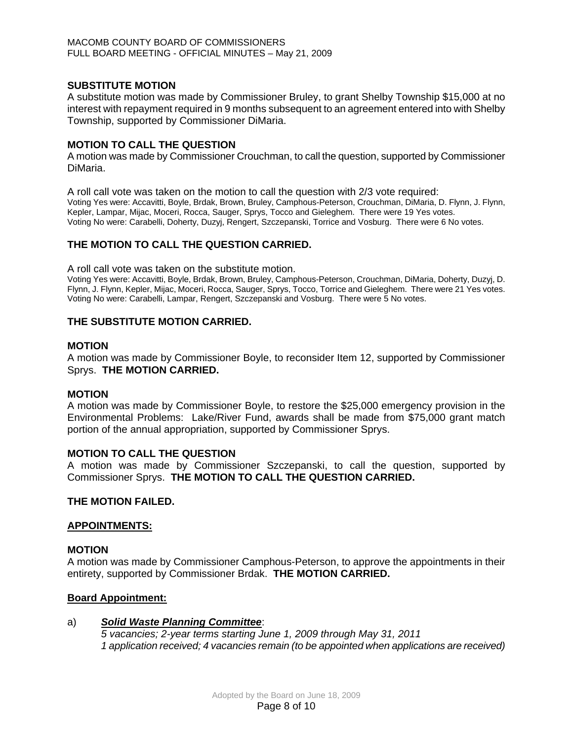**SUBSTITUTE MOTION**

A substitute motion was made by Commissioner Bruley, to grant Shelby Township $15,000 at no interest with repayment required in 9 months subsequent to an agreement entered into with Shelby Township, supported by Commissioner DiMaria.

**MOTION TO CALL THE QUESTION**

A motion was made by Commissioner Crouchman, to call the question, supported by Commissioner DiMaria.

A roll call vote was taken on the motion to call the question with 2/3 vote required:
Voting Yes were: Accavitti, Boyle, Brdak, Brown, Bruley, Camphous-Peterson, Crouchman, DiMaria, D. Flynn, J. Flynn, Kepler, Lampar, Mijac, Moceri, Rocca, Sauger, Sprys, Tocco and Gieleghem. There were 19 Yes votes.
Voting No were: Carabelli, Doherty, Duzyj, Rengert, Szczepanski, Torrice and Vosburg. There were 6 No votes.

**THE MOTION TO CALL THE QUESTION CARRIED.**

A roll call vote was taken on the substitute motion.
Voting Yes were: Accavitti, Boyle, Brdak, Brown, Bruley, Camphous-Peterson, Crouchman, DiMaria, Doherty, Duzyj, D. Flynn, J. Flynn, Kepler, Mijac, Moceri, Rocca, Sauger, Sprys, Tocco, Torrice and Gieleghem. There were 21 Yes votes.
Voting No were: Carabelli, Lampar, Rengert, Szczepanski and Vosburg. There were 5 No votes.

**THE SUBSTITUTE MOTION CARRIED.**

**MOTION**

A motion was made by Commissioner Boyle, to reconsider Item 12, supported by Commissioner Sprys. **THE MOTION CARRIED.**

**MOTION**

A motion was made by Commissioner Boyle, to restore the $25,000 emergency provision in the Environmental Problems: Lake/River Fund, awards shall be made from $75,000 grant match portion of the annual appropriation, supported by Commissioner Sprys.

**MOTION TO CALL THE QUESTION**

A motion was made by Commissioner Szczepanski, to call the question, supported by Commissioner Sprys. **THE MOTION TO CALL THE QUESTION CARRIED.**

**THE MOTION FAILED.**

**APPOINTMENTS:**

**MOTION**

A motion was made by Commissioner Camphous-Peterson, to approve the appointments in their entirety, supported by Commissioner Brdak. **THE MOTION CARRIED.**

**Board Appointment:**

a) ***Solid Waste Planning Committee***:
*5 vacancies; 2-year terms starting June 1, 2009 through May 31, 2011*
*1 application received; 4 vacancies remain (to be appointed when applications are received)*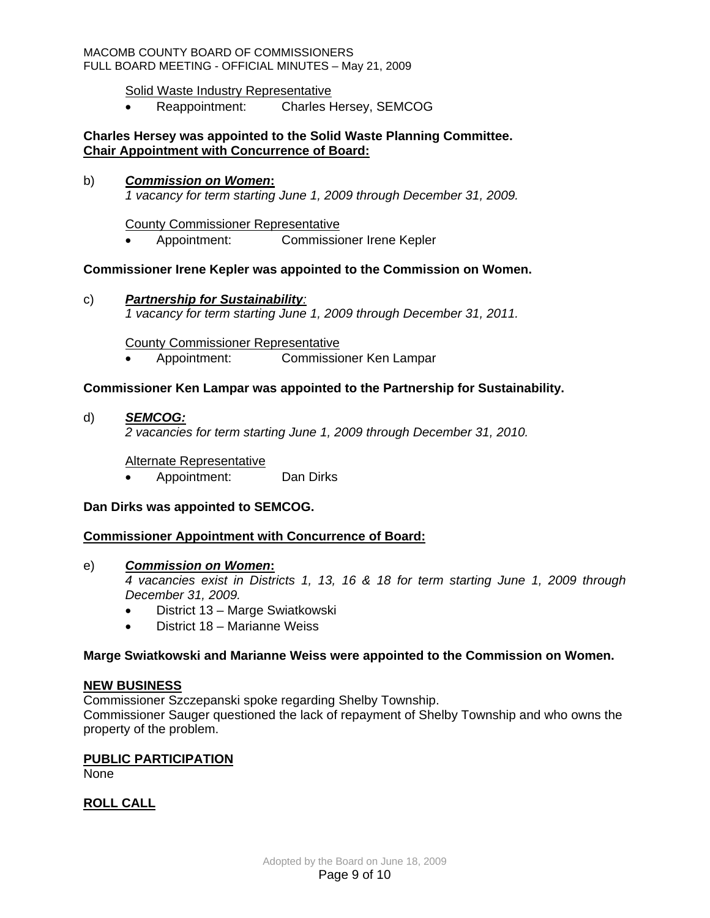Solid Waste Industry Representative

- Reappointment: Charles Hersey, SEMCOG

**Charles Hersey was appointed to the Solid Waste Planning Committee.**

**Chair Appointment with Concurrence of Board:**

b) ***Commission on Women*:**
*1 vacancy for term starting June 1, 2009 through December 31, 2009.*

County Commissioner Representative

- Appointment: Commissioner Irene Kepler

**Commissioner Irene Kepler was appointed to the Commission on Women.**

c) ***Partnership for Sustainability*:**
*1 vacancy for term starting June 1, 2009 through December 31, 2011.*

County Commissioner Representative

- Appointment: Commissioner Ken Lampar

**Commissioner Ken Lampar was appointed to the Partnership for Sustainability.**

d) ***SEMCOG:***
*2 vacancies for term starting June 1, 2009 through December 31, 2010.*

Alternate Representative

- Appointment: Dan Dirks

**Dan Dirks was appointed to SEMCOG.**

**Commissioner Appointment with Concurrence of Board:**

e) ***Commission on Women*:**
*4 vacancies exist in Districts 1, 13, 16 & 18 for term starting June 1, 2009 through December 31, 2009.*

- District 13 – Marge Swiatkowski
- District 18 – Marianne Weiss

**Marge Swiatkowski and Marianne Weiss were appointed to the Commission on Women.**

**NEW BUSINESS**

Commissioner Szczepanski spoke regarding Shelby Township.
Commissioner Sauger questioned the lack of repayment of Shelby Township and who owns the property of the problem.

**PUBLIC PARTICIPATION**

None

**ROLL CALL**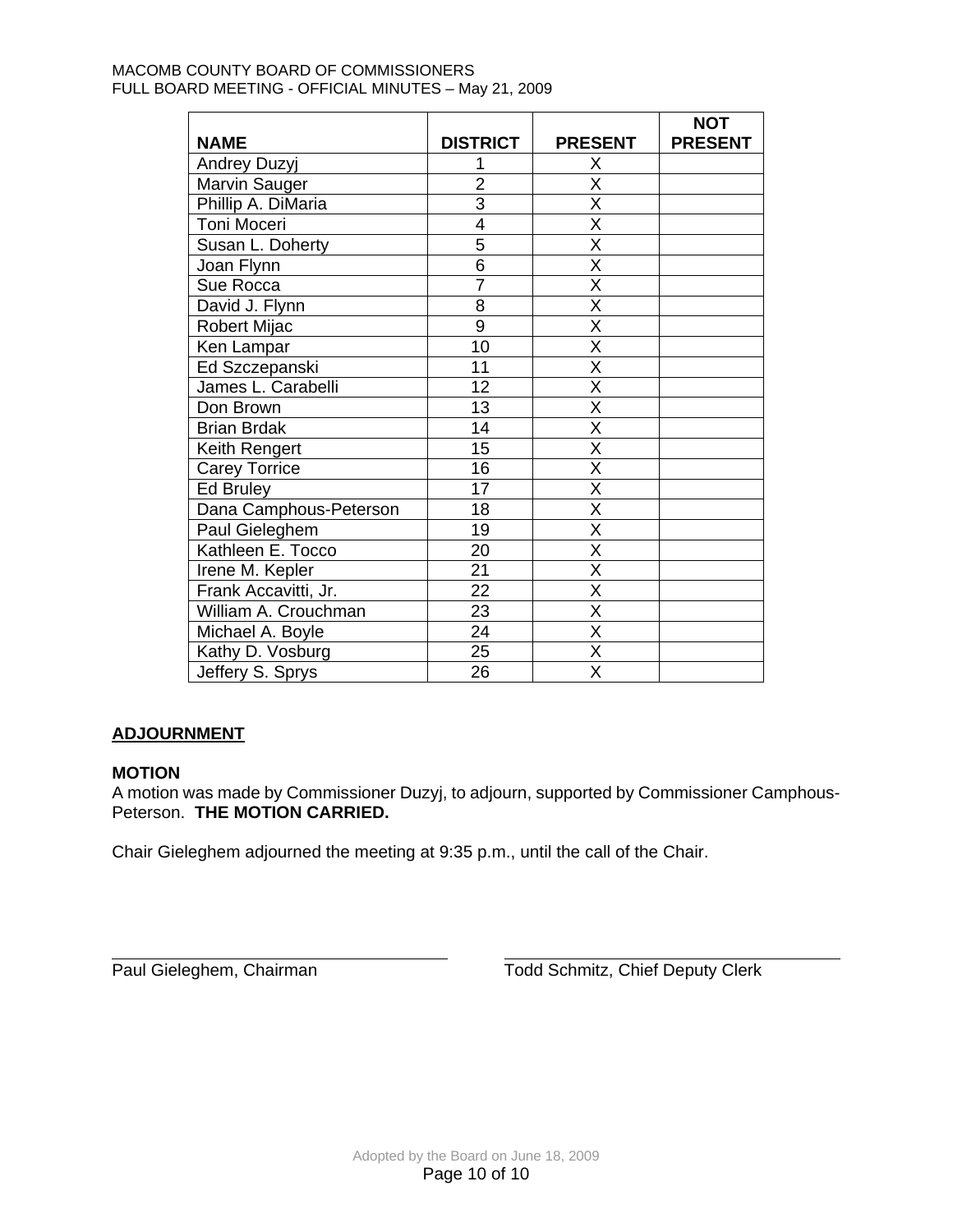| NAME | DISTRICT | PRESENT | NOT PRESENT |
| --- | --- | --- | --- |
| Andrey Duzyj | 1 | X | |
| Marvin Sauger | 2 | X | |
| Phillip A. DiMaria | 3 | X | |
| Toni Moceri | 4 | X | |
| Susan L. Doherty | 5 | X | |
| Joan Flynn | 6 | X | |
| Sue Rocca | 7 | X | |
| David J. Flynn | 8 | X | |
| Robert Mijac | 9 | X | |
| Ken Lampar | 10 | X | |
| Ed Szczepanski | 11 | X | |
| James L. Carabelli | 12 | X | |
| Don Brown | 13 | X | |
| Brian Brdak | 14 | X | |
| Keith Rengert | 15 | X | |
| Carey Torrice | 16 | X | |
| Ed Bruley | 17 | X | |
| Dana Camphous-Peterson | 18 | X | |
| Paul Gieleghem | 19 | X | |
| Kathleen E. Tocco | 20 | X | |
| Irene M. Kepler | 21 | X | |
| Frank Accavitti, Jr. | 22 | X | |
| William A. Crouchman | 23 | X | |
| Michael A. Boyle | 24 | X | |
| Kathy D. Vosburg | 25 | X | |
| Jeffery S. Sprys | 26 | X | |

## ADJOURNMENT

**MOTION**

A motion was made by Commissioner Duzyj, to adjourn, supported by Commissioner Camphous-Peterson. **THE MOTION CARRIED.**

Chair Gieleghem adjourned the meeting at 9:35 p.m., until the call of the Chair.

Paul Gieleghem, Chairman

Todd Schmitz, Chief Deputy Clerk

Adopted by the Board on June 18, 2009